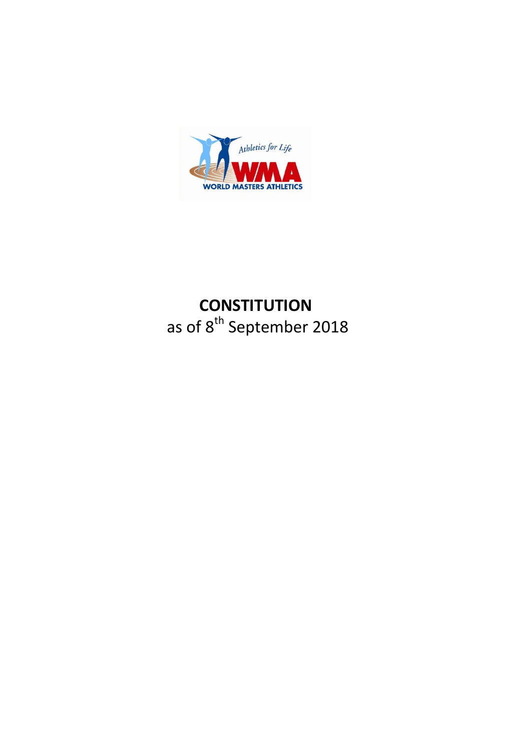# CONSTITUTION

as of 8th September 2018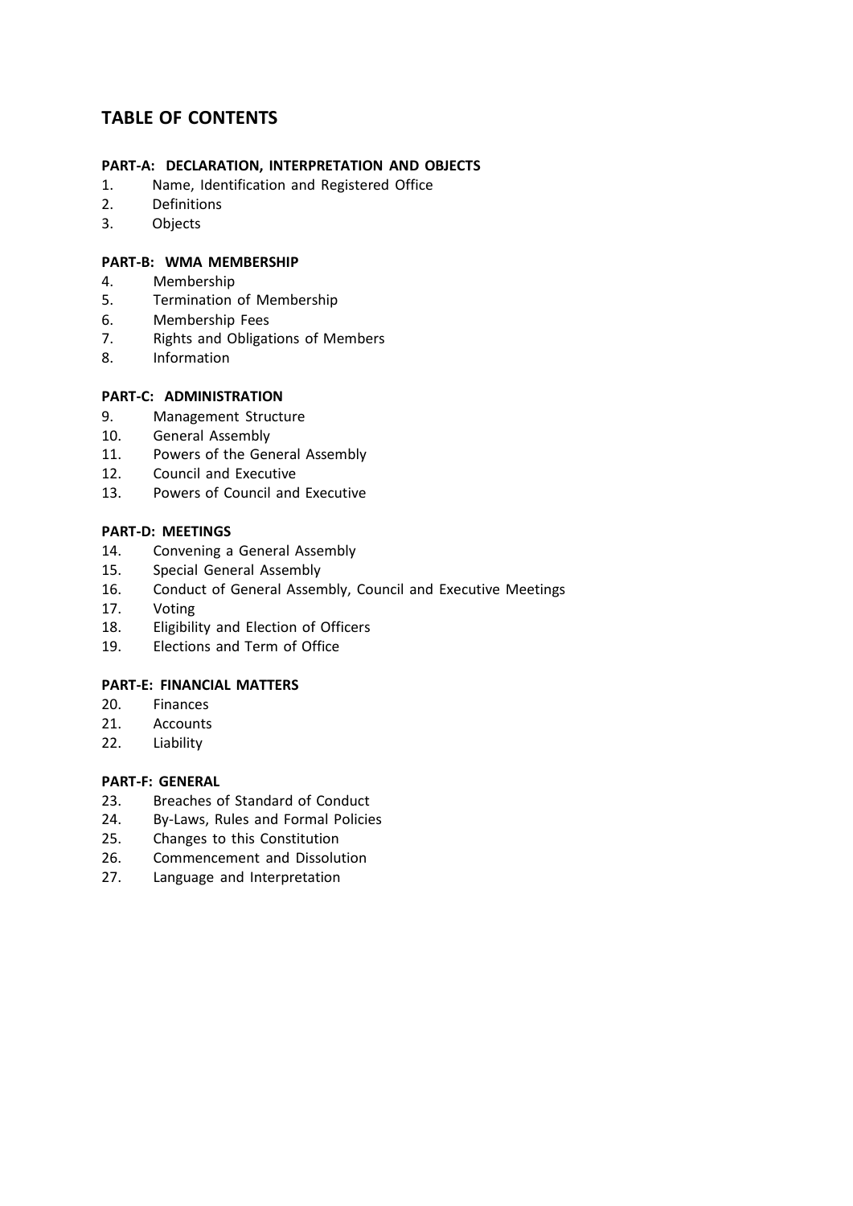## TABLE OF CONTENTS

**PART-A: DECLARATION, INTERPRETATION AND OBJECTS**

1. Name, Identification and Registered Office
2. Definitions
3. Objects

**PART-B: WMA MEMBERSHIP**

4. Membership
5. Termination of Membership
6. Membership Fees
7. Rights and Obligations of Members
8. Information

**PART-C: ADMINISTRATION**

9. Management Structure
10. General Assembly
11. Powers of the General Assembly
12. Council and Executive
13. Powers of Council and Executive

**PART-D: MEETINGS**

14. Convening a General Assembly
15. Special General Assembly
16. Conduct of General Assembly, Council and Executive Meetings
17. Voting
18. Eligibility and Election of Officers
19. Elections and Term of Office

**PART-E: FINANCIAL MATTERS**

20. Finances
21. Accounts
22. Liability

**PART-F: GENERAL**

23. Breaches of Standard of Conduct
24. By-Laws, Rules and Formal Policies
25. Changes to this Constitution
26. Commencement and Dissolution
27. Language and Interpretation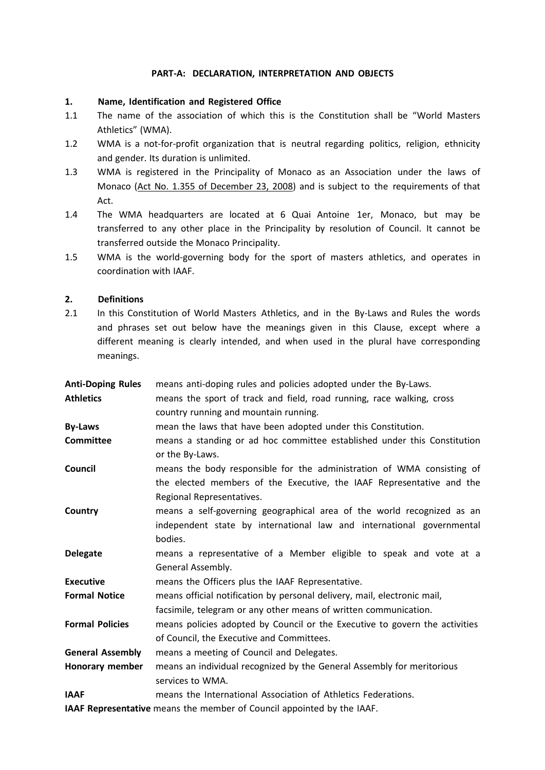**PART-A: DECLARATION, INTERPRETATION AND OBJECTS**

**1. Name, Identification and Registered Office**

1.1 The name of the association of which this is the Constitution shall be "World Masters Athletics" (WMA).

1.2 WMA is a not-for-profit organization that is neutral regarding politics, religion, ethnicity and gender. Its duration is unlimited.

1.3 WMA is registered in the Principality of Monaco as an Association under the laws of Monaco (Act No. 1.355 of December 23, 2008) and is subject to the requirements of that Act.

1.4 The WMA headquarters are located at 6 Quai Antoine 1er, Monaco, but may be transferred to any other place in the Principality by resolution of Council. It cannot be transferred outside the Monaco Principality.

1.5 WMA is the world-governing body for the sport of masters athletics, and operates in coordination with IAAF.

**2. Definitions**

2.1 In this Constitution of World Masters Athletics, and in the By-Laws and Rules the words and phrases set out below have the meanings given in this Clause, except where a different meaning is clearly intended, and when used in the plural have corresponding meanings.

**Anti-Doping Rules** means anti-doping rules and policies adopted under the By-Laws.

**Athletics** means the sport of track and field, road running, race walking, cross country running and mountain running.

**By-Laws** mean the laws that have been adopted under this Constitution.

**Committee** means a standing or ad hoc committee established under this Constitution or the By-Laws.

**Council** means the body responsible for the administration of WMA consisting of the elected members of the Executive, the IAAF Representative and the Regional Representatives.

**Country** means a self-governing geographical area of the world recognized as an independent state by international law and international governmental bodies.

**Delegate** means a representative of a Member eligible to speak and vote at a General Assembly.

**Executive** means the Officers plus the IAAF Representative.

**Formal Notice** means official notification by personal delivery, mail, electronic mail, facsimile, telegram or any other means of written communication.

**Formal Policies** means policies adopted by Council or the Executive to govern the activities of Council, the Executive and Committees.

**General Assembly** means a meeting of Council and Delegates.

**Honorary member** means an individual recognized by the General Assembly for meritorious services to WMA.

**IAAF** means the International Association of Athletics Federations.

**IAAF Representative** means the member of Council appointed by the IAAF.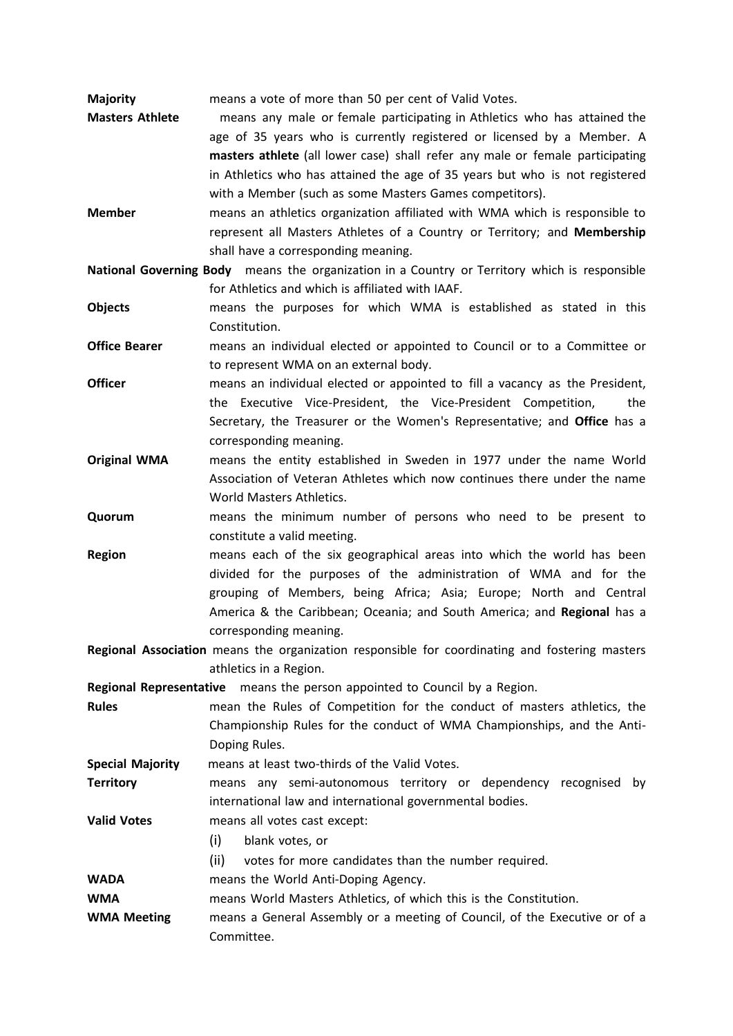**Majority** means a vote of more than 50 per cent of Valid Votes.

**Masters Athlete** means any male or female participating in Athletics who has attained the age of 35 years who is currently registered or licensed by a Member. A **masters athlete** (all lower case) shall refer any male or female participating in Athletics who has attained the age of 35 years but who is not registered with a Member (such as some Masters Games competitors).

**Member** means an athletics organization affiliated with WMA which is responsible to represent all Masters Athletes of a Country or Territory; and **Membership** shall have a corresponding meaning.

**National Governing Body** means the organization in a Country or Territory which is responsible for Athletics and which is affiliated with IAAF.

**Objects** means the purposes for which WMA is established as stated in this Constitution.

**Office Bearer** means an individual elected or appointed to Council or to a Committee or to represent WMA on an external body.

**Officer** means an individual elected or appointed to fill a vacancy as the President, the Executive Vice-President, the Vice-President Competition, the Secretary, the Treasurer or the Women's Representative; and **Office** has a corresponding meaning.

**Original WMA** means the entity established in Sweden in 1977 under the name World Association of Veteran Athletes which now continues there under the name World Masters Athletics.

**Quorum** means the minimum number of persons who need to be present to constitute a valid meeting.

**Region** means each of the six geographical areas into which the world has been divided for the purposes of the administration of WMA and for the grouping of Members, being Africa; Asia; Europe; North and Central America & the Caribbean; Oceania; and South America; and **Regional** has a corresponding meaning.

**Regional Association** means the organization responsible for coordinating and fostering masters athletics in a Region.

**Regional Representative** means the person appointed to Council by a Region.

**Rules** mean the Rules of Competition for the conduct of masters athletics, the Championship Rules for the conduct of WMA Championships, and the Anti-Doping Rules.

**Special Majority** means at least two-thirds of the Valid Votes.

**Territory** means any semi-autonomous territory or dependency recognised by international law and international governmental bodies.

**Valid Votes** means all votes cast except:

(i) blank votes, or

(ii) votes for more candidates than the number required.

**WADA** means the World Anti-Doping Agency.

**WMA** means World Masters Athletics, of which this is the Constitution.

**WMA Meeting** means a General Assembly or a meeting of Council, of the Executive or of a Committee.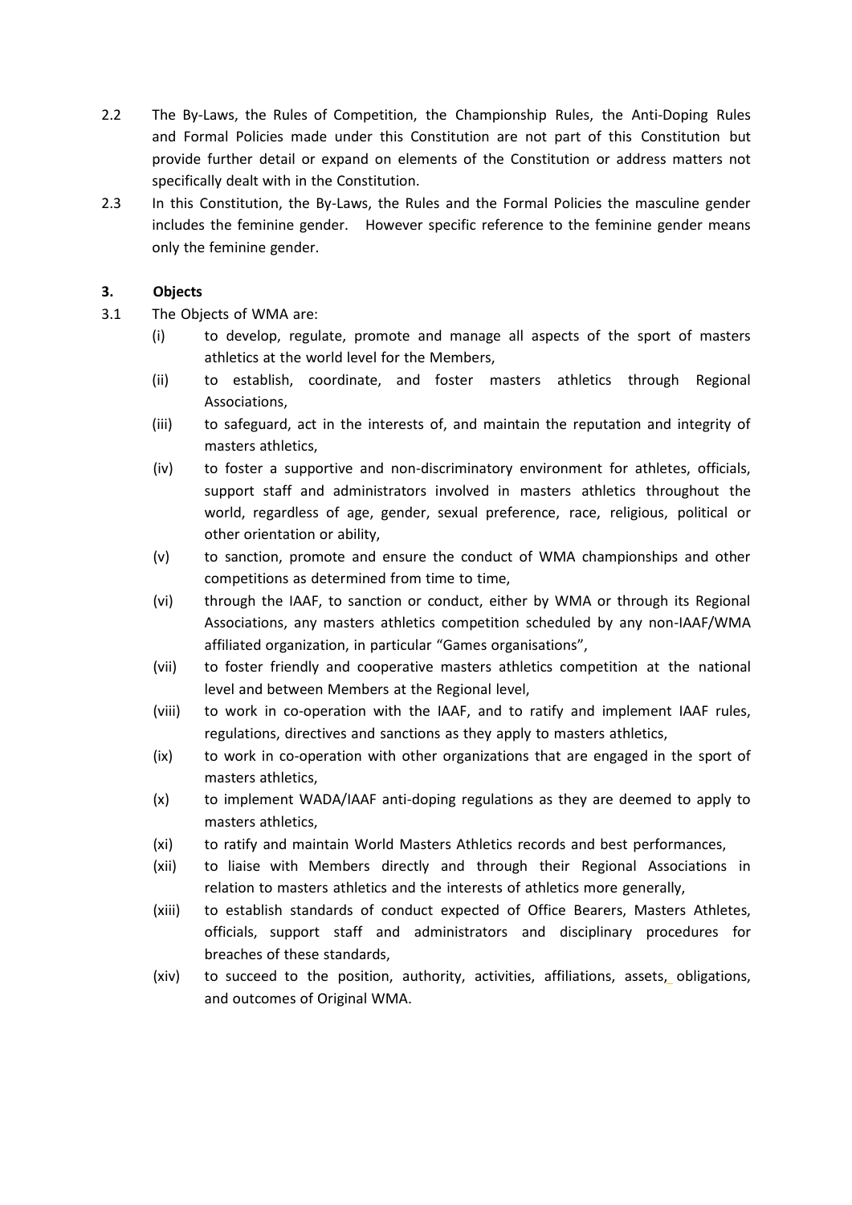2.2 The By-Laws, the Rules of Competition, the Championship Rules, the Anti-Doping Rules and Formal Policies made under this Constitution are not part of this Constitution but provide further detail or expand on elements of the Constitution or address matters not specifically dealt with in the Constitution.

2.3 In this Constitution, the By-Laws, the Rules and the Formal Policies the masculine gender includes the feminine gender. However specific reference to the feminine gender means only the feminine gender.

### 3. Objects

3.1 The Objects of WMA are:

- (i) to develop, regulate, promote and manage all aspects of the sport of masters athletics at the world level for the Members,
- (ii) to establish, coordinate, and foster masters athletics through Regional Associations,
- (iii) to safeguard, act in the interests of, and maintain the reputation and integrity of masters athletics,
- (iv) to foster a supportive and non-discriminatory environment for athletes, officials, support staff and administrators involved in masters athletics throughout the world, regardless of age, gender, sexual preference, race, religious, political or other orientation or ability,
- (v) to sanction, promote and ensure the conduct of WMA championships and other competitions as determined from time to time,
- (vi) through the IAAF, to sanction or conduct, either by WMA or through its Regional Associations, any masters athletics competition scheduled by any non-IAAF/WMA affiliated organization, in particular "Games organisations",
- (vii) to foster friendly and cooperative masters athletics competition at the national level and between Members at the Regional level,
- (viii) to work in co-operation with the IAAF, and to ratify and implement IAAF rules, regulations, directives and sanctions as they apply to masters athletics,
- (ix) to work in co-operation with other organizations that are engaged in the sport of masters athletics,
- (x) to implement WADA/IAAF anti-doping regulations as they are deemed to apply to masters athletics,
- (xi) to ratify and maintain World Masters Athletics records and best performances,
- (xii) to liaise with Members directly and through their Regional Associations in relation to masters athletics and the interests of athletics more generally,
- (xiii) to establish standards of conduct expected of Office Bearers, Masters Athletes, officials, support staff and administrators and disciplinary procedures for breaches of these standards,
- (xiv) to succeed to the position, authority, activities, affiliations, assets, obligations, and outcomes of Original WMA.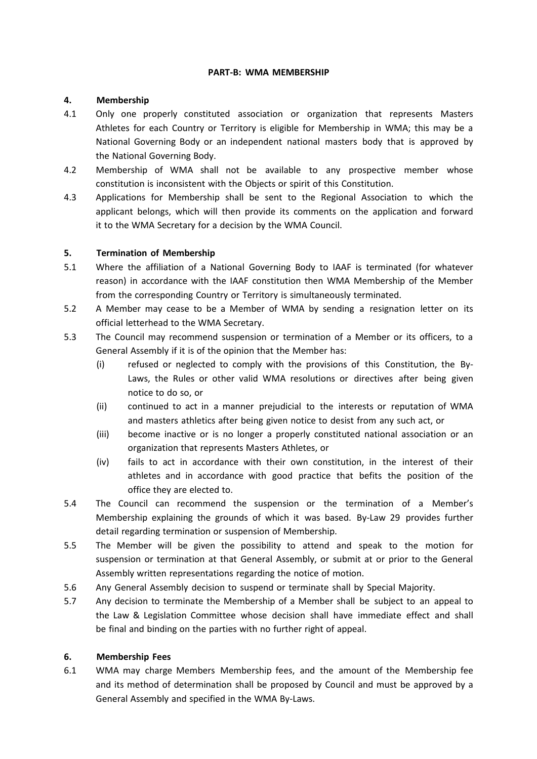**PART-B: WMA MEMBERSHIP**

## 4. Membership

4.1 Only one properly constituted association or organization that represents Masters Athletes for each Country or Territory is eligible for Membership in WMA; this may be a National Governing Body or an independent national masters body that is approved by the National Governing Body.

4.2 Membership of WMA shall not be available to any prospective member whose constitution is inconsistent with the Objects or spirit of this Constitution.

4.3 Applications for Membership shall be sent to the Regional Association to which the applicant belongs, which will then provide its comments on the application and forward it to the WMA Secretary for a decision by the WMA Council.

## 5. Termination of Membership

5.1 Where the affiliation of a National Governing Body to IAAF is terminated (for whatever reason) in accordance with the IAAF constitution then WMA Membership of the Member from the corresponding Country or Territory is simultaneously terminated.

5.2 A Member may cease to be a Member of WMA by sending a resignation letter on its official letterhead to the WMA Secretary.

5.3 The Council may recommend suspension or termination of a Member or its officers, to a General Assembly if it is of the opinion that the Member has:

- (i) refused or neglected to comply with the provisions of this Constitution, the By-Laws, the Rules or other valid WMA resolutions or directives after being given notice to do so, or
- (ii) continued to act in a manner prejudicial to the interests or reputation of WMA and masters athletics after being given notice to desist from any such act, or
- (iii) become inactive or is no longer a properly constituted national association or an organization that represents Masters Athletes, or
- (iv) fails to act in accordance with their own constitution, in the interest of their athletes and in accordance with good practice that befits the position of the office they are elected to.

5.4 The Council can recommend the suspension or the termination of a Member's Membership explaining the grounds of which it was based. By-Law 29 provides further detail regarding termination or suspension of Membership.

5.5 The Member will be given the possibility to attend and speak to the motion for suspension or termination at that General Assembly, or submit at or prior to the General Assembly written representations regarding the notice of motion.

5.6 Any General Assembly decision to suspend or terminate shall by Special Majority.

5.7 Any decision to terminate the Membership of a Member shall be subject to an appeal to the Law & Legislation Committee whose decision shall have immediate effect and shall be final and binding on the parties with no further right of appeal.

## 6. Membership Fees

6.1 WMA may charge Members Membership fees, and the amount of the Membership fee and its method of determination shall be proposed by Council and must be approved by a General Assembly and specified in the WMA By-Laws.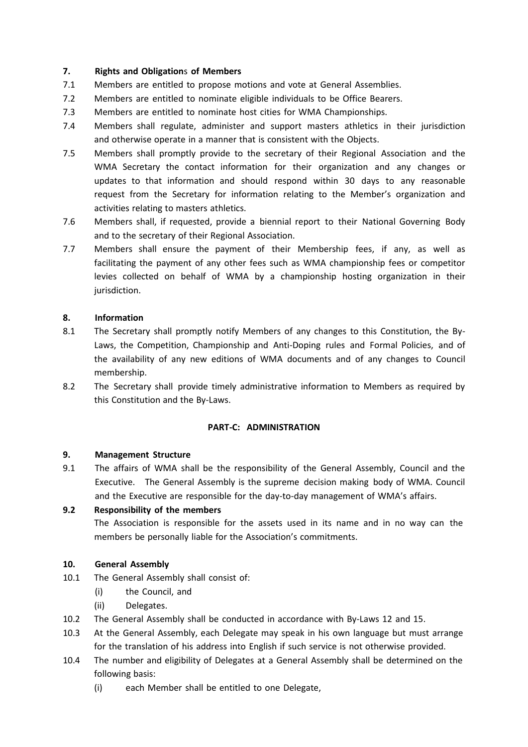## 7. Rights and Obligations of Members

7.1 Members are entitled to propose motions and vote at General Assemblies.

7.2 Members are entitled to nominate eligible individuals to be Office Bearers.

7.3 Members are entitled to nominate host cities for WMA Championships.

7.4 Members shall regulate, administer and support masters athletics in their jurisdiction and otherwise operate in a manner that is consistent with the Objects.

7.5 Members shall promptly provide to the secretary of their Regional Association and the WMA Secretary the contact information for their organization and any changes or updates to that information and should respond within 30 days to any reasonable request from the Secretary for information relating to the Member's organization and activities relating to masters athletics.

7.6 Members shall, if requested, provide a biennial report to their National Governing Body and to the secretary of their Regional Association.

7.7 Members shall ensure the payment of their Membership fees, if any, as well as facilitating the payment of any other fees such as WMA championship fees or competitor levies collected on behalf of WMA by a championship hosting organization in their jurisdiction.

## 8. Information

8.1 The Secretary shall promptly notify Members of any changes to this Constitution, the By-Laws, the Competition, Championship and Anti-Doping rules and Formal Policies, and of the availability of any new editions of WMA documents and of any changes to Council membership.

8.2 The Secretary shall provide timely administrative information to Members as required by this Constitution and the By-Laws.

# PART-C: ADMINISTRATION

## 9. Management Structure

9.1 The affairs of WMA shall be the responsibility of the General Assembly, Council and the Executive. The General Assembly is the supreme decision making body of WMA. Council and the Executive are responsible for the day-to-day management of WMA's affairs.

**9.2 Responsibility of the members**

The Association is responsible for the assets used in its name and in no way can the members be personally liable for the Association's commitments.

## 10. General Assembly

10.1 The General Assembly shall consist of:

- (i) the Council, and
- (ii) Delegates.

10.2 The General Assembly shall be conducted in accordance with By-Laws 12 and 15.

10.3 At the General Assembly, each Delegate may speak in his own language but must arrange for the translation of his address into English if such service is not otherwise provided.

10.4 The number and eligibility of Delegates at a General Assembly shall be determined on the following basis:

- (i) each Member shall be entitled to one Delegate,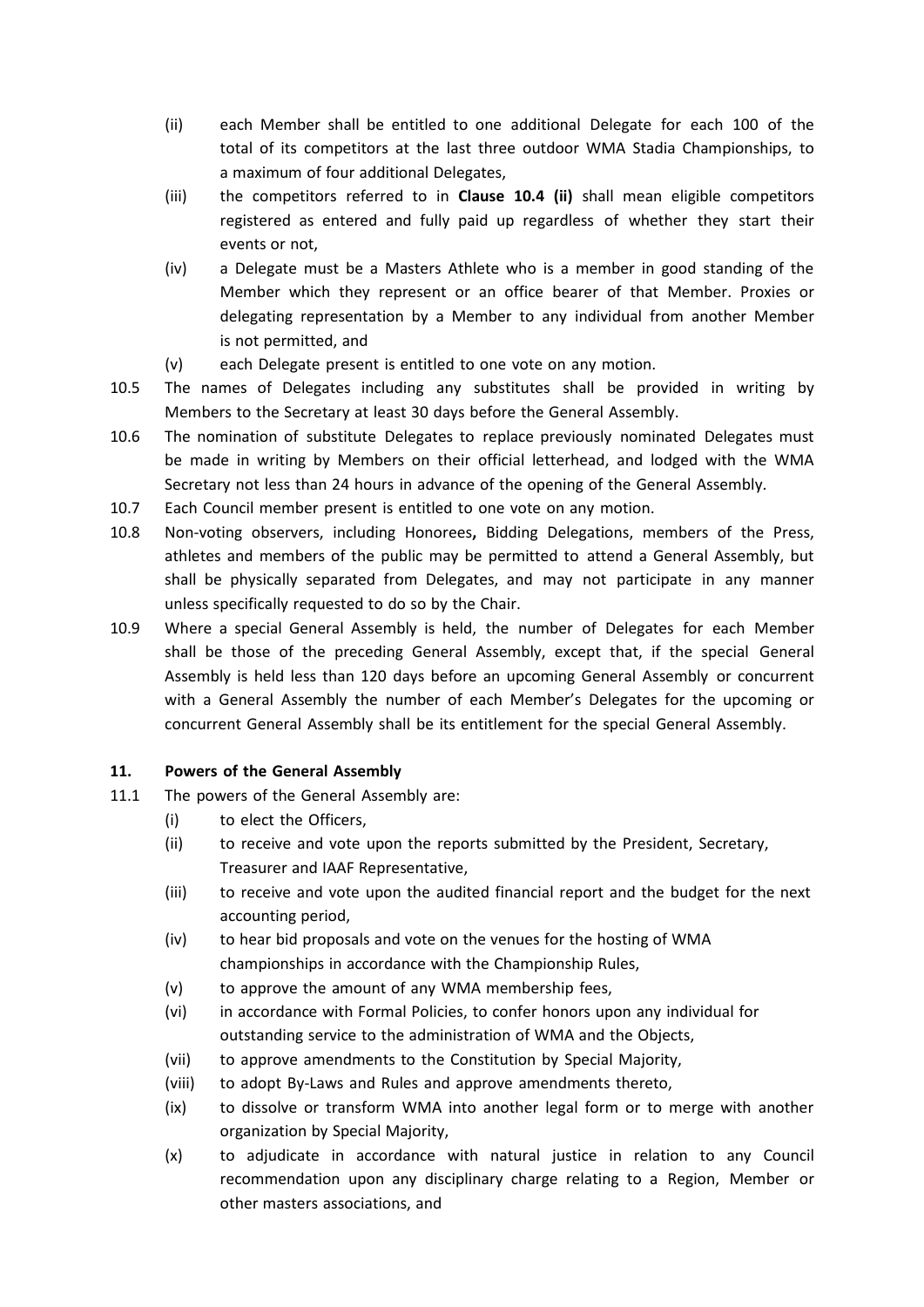(ii) each Member shall be entitled to one additional Delegate for each 100 of the total of its competitors at the last three outdoor WMA Stadia Championships, to a maximum of four additional Delegates,

(iii) the competitors referred to in **Clause 10.4 (ii)** shall mean eligible competitors registered as entered and fully paid up regardless of whether they start their events or not,

(iv) a Delegate must be a Masters Athlete who is a member in good standing of the Member which they represent or an office bearer of that Member. Proxies or delegating representation by a Member to any individual from another Member is not permitted, and

(v) each Delegate present is entitled to one vote on any motion.

10.5 The names of Delegates including any substitutes shall be provided in writing by Members to the Secretary at least 30 days before the General Assembly.

10.6 The nomination of substitute Delegates to replace previously nominated Delegates must be made in writing by Members on their official letterhead, and lodged with the WMA Secretary not less than 24 hours in advance of the opening of the General Assembly.

10.7 Each Council member present is entitled to one vote on any motion.

10.8 Non-voting observers, including Honorees**,** Bidding Delegations, members of the Press, athletes and members of the public may be permitted to attend a General Assembly, but shall be physically separated from Delegates, and may not participate in any manner unless specifically requested to do so by the Chair.

10.9 Where a special General Assembly is held, the number of Delegates for each Member shall be those of the preceding General Assembly, except that, if the special General Assembly is held less than 120 days before an upcoming General Assembly or concurrent with a General Assembly the number of each Member's Delegates for the upcoming or concurrent General Assembly shall be its entitlement for the special General Assembly.

## 11. Powers of the General Assembly

11.1 The powers of the General Assembly are:

(i) to elect the Officers,

(ii) to receive and vote upon the reports submitted by the President, Secretary, Treasurer and IAAF Representative,

(iii) to receive and vote upon the audited financial report and the budget for the next accounting period,

(iv) to hear bid proposals and vote on the venues for the hosting of WMA championships in accordance with the Championship Rules,

(v) to approve the amount of any WMA membership fees,

(vi) in accordance with Formal Policies, to confer honors upon any individual for outstanding service to the administration of WMA and the Objects,

(vii) to approve amendments to the Constitution by Special Majority,

(viii) to adopt By-Laws and Rules and approve amendments thereto,

(ix) to dissolve or transform WMA into another legal form or to merge with another organization by Special Majority,

(x) to adjudicate in accordance with natural justice in relation to any Council recommendation upon any disciplinary charge relating to a Region, Member or other masters associations, and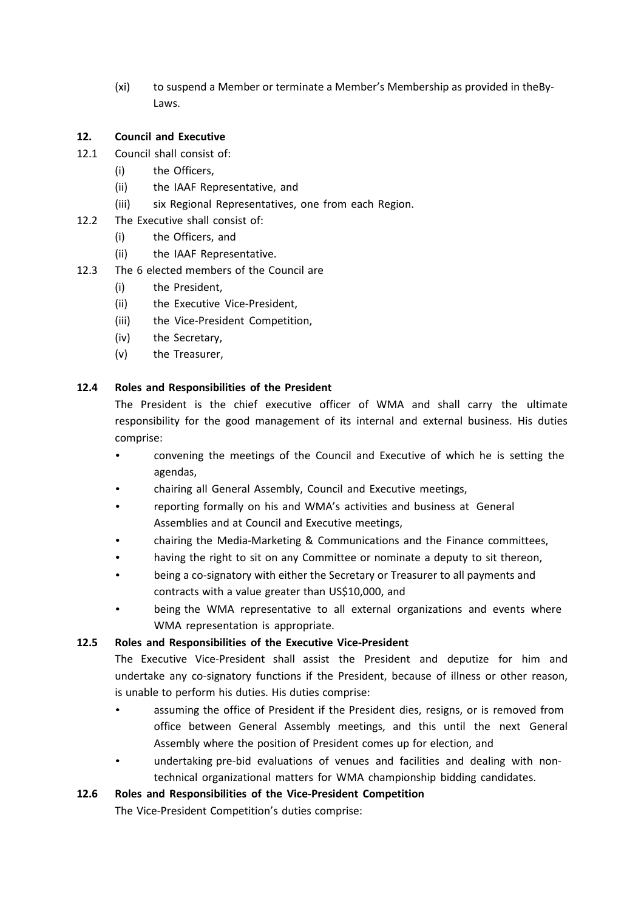(xi) to suspend a Member or terminate a Member's Membership as provided in theBy-Laws.

## 12. Council and Executive

12.1 Council shall consist of:

- (i) the Officers,
- (ii) the IAAF Representative, and
- (iii) six Regional Representatives, one from each Region.

12.2 The Executive shall consist of:

- (i) the Officers, and
- (ii) the IAAF Representative.

12.3 The 6 elected members of the Council are

- (i) the President,
- (ii) the Executive Vice-President,
- (iii) the Vice-President Competition,
- (iv) the Secretary,
- (v) the Treasurer,

### 12.4 Roles and Responsibilities of the President

The President is the chief executive officer of WMA and shall carry the ultimate responsibility for the good management of its internal and external business. His duties comprise:

- convening the meetings of the Council and Executive of which he is setting the agendas,
- chairing all General Assembly, Council and Executive meetings,
- reporting formally on his and WMA's activities and business at General Assemblies and at Council and Executive meetings,
- chairing the Media-Marketing & Communications and the Finance committees,
- having the right to sit on any Committee or nominate a deputy to sit thereon,
- being a co-signatory with either the Secretary or Treasurer to all payments and contracts with a value greater than US$10,000, and
- being the WMA representative to all external organizations and events where WMA representation is appropriate.

### 12.5 Roles and Responsibilities of the Executive Vice-President

The Executive Vice-President shall assist the President and deputize for him and undertake any co-signatory functions if the President, because of illness or other reason, is unable to perform his duties. His duties comprise:

- assuming the office of President if the President dies, resigns, or is removed from office between General Assembly meetings, and this until the next General Assembly where the position of President comes up for election, and
- undertaking pre-bid evaluations of venues and facilities and dealing with non-technical organizational matters for WMA championship bidding candidates.

### 12.6 Roles and Responsibilities of the Vice-President Competition

The Vice-President Competition's duties comprise: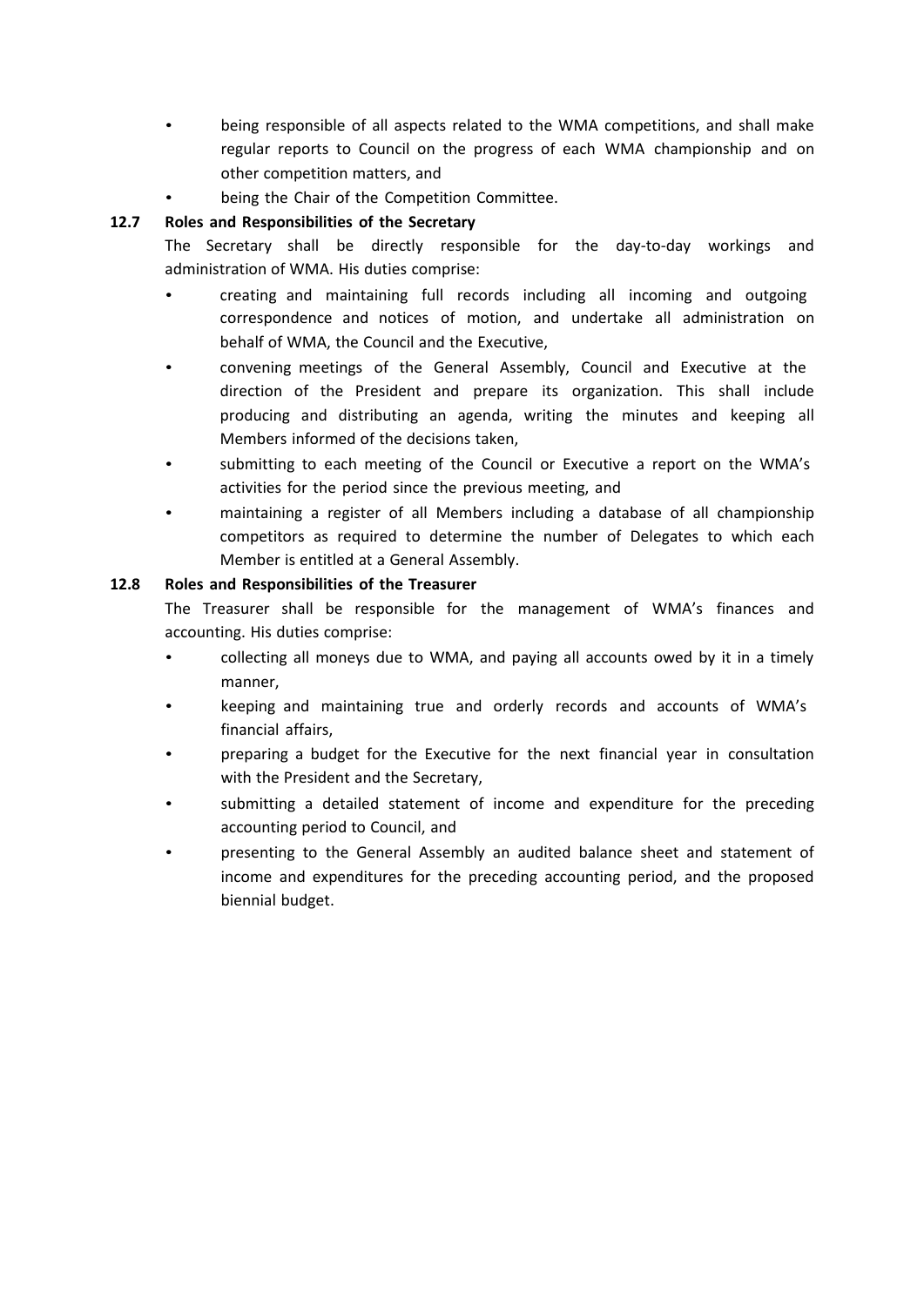- being responsible of all aspects related to the WMA competitions, and shall make regular reports to Council on the progress of each WMA championship and on other competition matters, and
- being the Chair of the Competition Committee.

**12.7 Roles and Responsibilities of the Secretary**

The Secretary shall be directly responsible for the day-to-day workings and administration of WMA. His duties comprise:

- creating and maintaining full records including all incoming and outgoing correspondence and notices of motion, and undertake all administration on behalf of WMA, the Council and the Executive,
- convening meetings of the General Assembly, Council and Executive at the direction of the President and prepare its organization. This shall include producing and distributing an agenda, writing the minutes and keeping all Members informed of the decisions taken,
- submitting to each meeting of the Council or Executive a report on the WMA's activities for the period since the previous meeting, and
- maintaining a register of all Members including a database of all championship competitors as required to determine the number of Delegates to which each Member is entitled at a General Assembly.

**12.8 Roles and Responsibilities of the Treasurer**

The Treasurer shall be responsible for the management of WMA's finances and accounting. His duties comprise:

- collecting all moneys due to WMA, and paying all accounts owed by it in a timely manner,
- keeping and maintaining true and orderly records and accounts of WMA's financial affairs,
- preparing a budget for the Executive for the next financial year in consultation with the President and the Secretary,
- submitting a detailed statement of income and expenditure for the preceding accounting period to Council, and
- presenting to the General Assembly an audited balance sheet and statement of income and expenditures for the preceding accounting period, and the proposed biennial budget.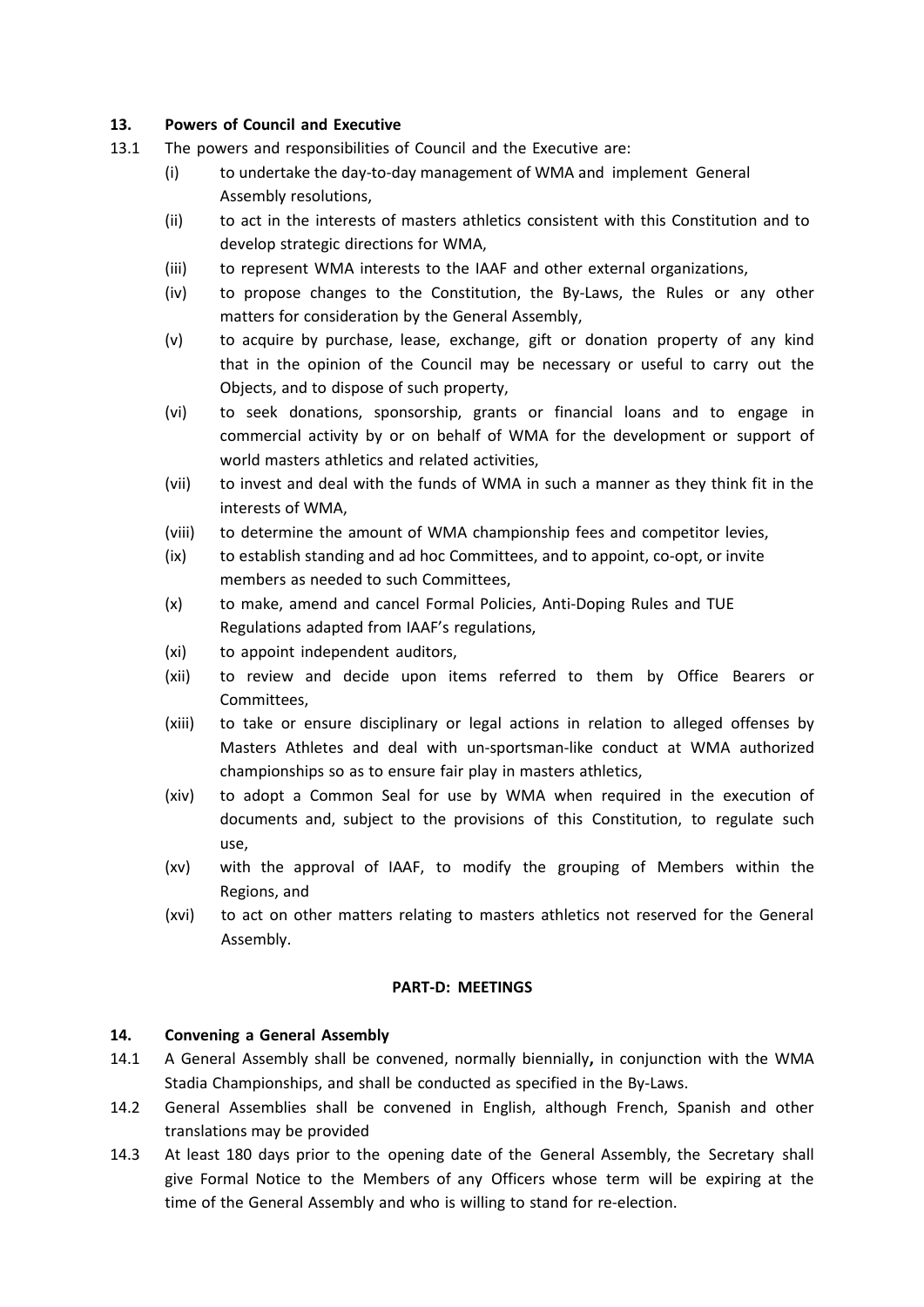## 13. Powers of Council and Executive

13.1 The powers and responsibilities of Council and the Executive are:

- (i) to undertake the day-to-day management of WMA and implement General Assembly resolutions,
- (ii) to act in the interests of masters athletics consistent with this Constitution and to develop strategic directions for WMA,
- (iii) to represent WMA interests to the IAAF and other external organizations,
- (iv) to propose changes to the Constitution, the By-Laws, the Rules or any other matters for consideration by the General Assembly,
- (v) to acquire by purchase, lease, exchange, gift or donation property of any kind that in the opinion of the Council may be necessary or useful to carry out the Objects, and to dispose of such property,
- (vi) to seek donations, sponsorship, grants or financial loans and to engage in commercial activity by or on behalf of WMA for the development or support of world masters athletics and related activities,
- (vii) to invest and deal with the funds of WMA in such a manner as they think fit in the interests of WMA,
- (viii) to determine the amount of WMA championship fees and competitor levies,
- (ix) to establish standing and ad hoc Committees, and to appoint, co-opt, or invite members as needed to such Committees,
- (x) to make, amend and cancel Formal Policies, Anti-Doping Rules and TUE Regulations adapted from IAAF's regulations,
- (xi) to appoint independent auditors,
- (xii) to review and decide upon items referred to them by Office Bearers or Committees,
- (xiii) to take or ensure disciplinary or legal actions in relation to alleged offenses by Masters Athletes and deal with un-sportsman-like conduct at WMA authorized championships so as to ensure fair play in masters athletics,
- (xiv) to adopt a Common Seal for use by WMA when required in the execution of documents and, subject to the provisions of this Constitution, to regulate such use,
- (xv) with the approval of IAAF, to modify the grouping of Members within the Regions, and
- (xvi) to act on other matters relating to masters athletics not reserved for the General Assembly.

# PART-D: MEETINGS

## 14. Convening a General Assembly

14.1 A General Assembly shall be convened, normally biennially**,** in conjunction with the WMA Stadia Championships, and shall be conducted as specified in the By-Laws.

14.2 General Assemblies shall be convened in English, although French, Spanish and other translations may be provided

14.3 At least 180 days prior to the opening date of the General Assembly, the Secretary shall give Formal Notice to the Members of any Officers whose term will be expiring at the time of the General Assembly and who is willing to stand for re-election.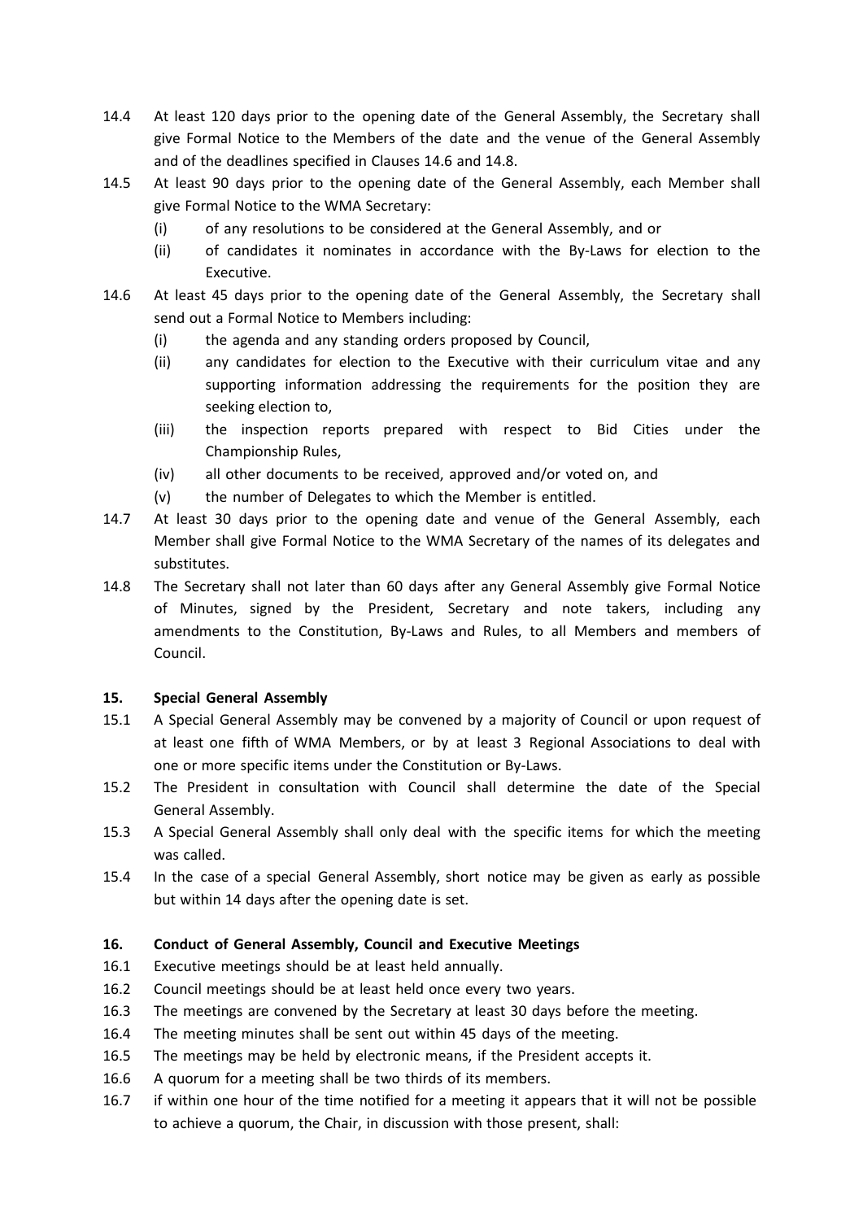14.4 At least 120 days prior to the opening date of the General Assembly, the Secretary shall give Formal Notice to the Members of the date and the venue of the General Assembly and of the deadlines specified in Clauses 14.6 and 14.8.

14.5 At least 90 days prior to the opening date of the General Assembly, each Member shall give Formal Notice to the WMA Secretary:

- (i) of any resolutions to be considered at the General Assembly, and or
- (ii) of candidates it nominates in accordance with the By-Laws for election to the Executive.

14.6 At least 45 days prior to the opening date of the General Assembly, the Secretary shall send out a Formal Notice to Members including:

- (i) the agenda and any standing orders proposed by Council,
- (ii) any candidates for election to the Executive with their curriculum vitae and any supporting information addressing the requirements for the position they are seeking election to,
- (iii) the inspection reports prepared with respect to Bid Cities under the Championship Rules,
- (iv) all other documents to be received, approved and/or voted on, and
- (v) the number of Delegates to which the Member is entitled.

14.7 At least 30 days prior to the opening date and venue of the General Assembly, each Member shall give Formal Notice to the WMA Secretary of the names of its delegates and substitutes.

14.8 The Secretary shall not later than 60 days after any General Assembly give Formal Notice of Minutes, signed by the President, Secretary and note takers, including any amendments to the Constitution, By-Laws and Rules, to all Members and members of Council.

## 15. Special General Assembly

15.1 A Special General Assembly may be convened by a majority of Council or upon request of at least one fifth of WMA Members, or by at least 3 Regional Associations to deal with one or more specific items under the Constitution or By-Laws.

15.2 The President in consultation with Council shall determine the date of the Special General Assembly.

15.3 A Special General Assembly shall only deal with the specific items for which the meeting was called.

15.4 In the case of a special General Assembly, short notice may be given as early as possible but within 14 days after the opening date is set.

## 16. Conduct of General Assembly, Council and Executive Meetings

16.1 Executive meetings should be at least held annually.

16.2 Council meetings should be at least held once every two years.

16.3 The meetings are convened by the Secretary at least 30 days before the meeting.

16.4 The meeting minutes shall be sent out within 45 days of the meeting.

16.5 The meetings may be held by electronic means, if the President accepts it.

16.6 A quorum for a meeting shall be two thirds of its members.

16.7 if within one hour of the time notified for a meeting it appears that it will not be possible to achieve a quorum, the Chair, in discussion with those present, shall: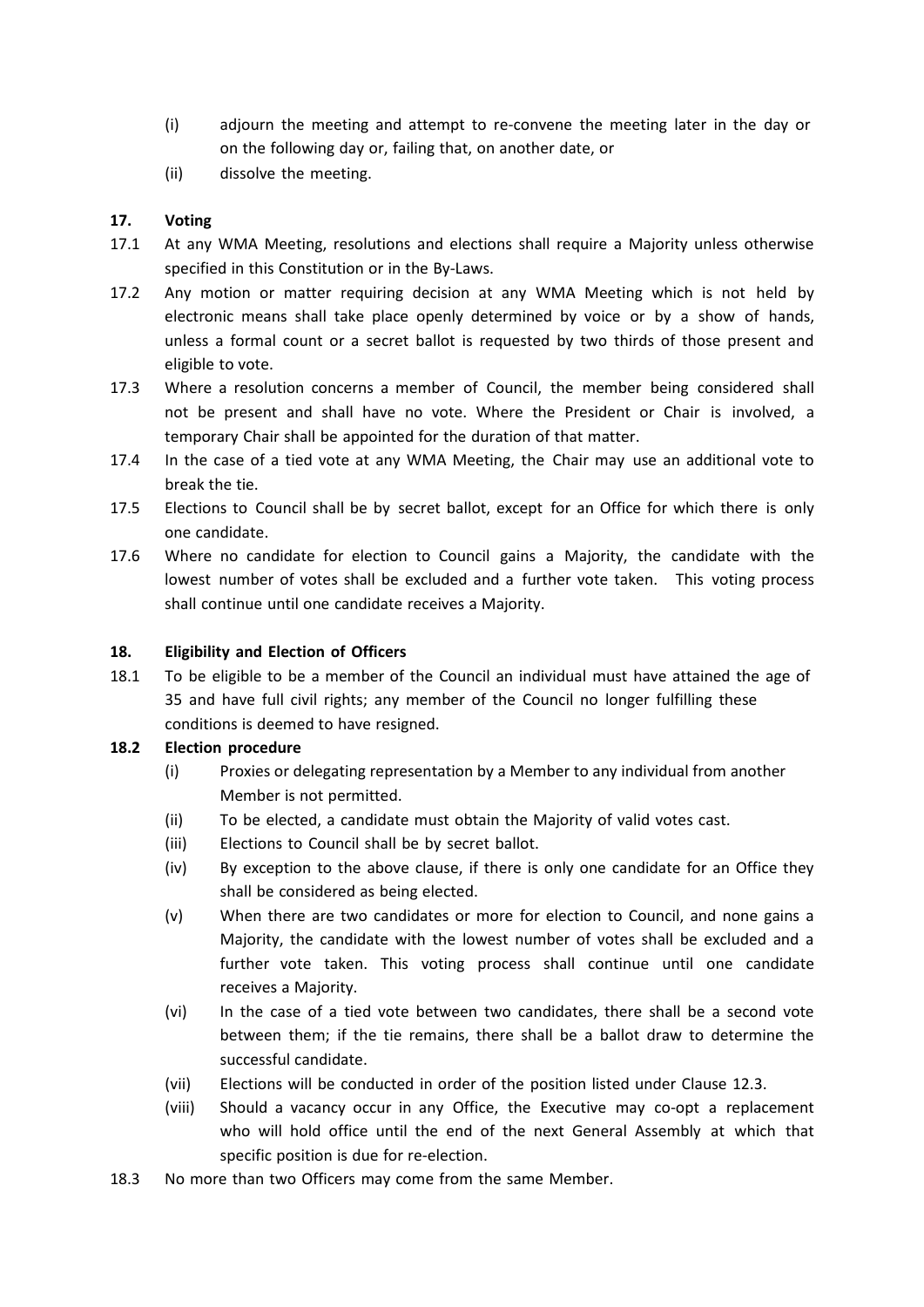(i) adjourn the meeting and attempt to re-convene the meeting later in the day or on the following day or, failing that, on another date, or

(ii) dissolve the meeting.

## 17. Voting

17.1 At any WMA Meeting, resolutions and elections shall require a Majority unless otherwise specified in this Constitution or in the By-Laws.

17.2 Any motion or matter requiring decision at any WMA Meeting which is not held by electronic means shall take place openly determined by voice or by a show of hands, unless a formal count or a secret ballot is requested by two thirds of those present and eligible to vote.

17.3 Where a resolution concerns a member of Council, the member being considered shall not be present and shall have no vote. Where the President or Chair is involved, a temporary Chair shall be appointed for the duration of that matter.

17.4 In the case of a tied vote at any WMA Meeting, the Chair may use an additional vote to break the tie.

17.5 Elections to Council shall be by secret ballot, except for an Office for which there is only one candidate.

17.6 Where no candidate for election to Council gains a Majority, the candidate with the lowest number of votes shall be excluded and a further vote taken. This voting process shall continue until one candidate receives a Majority.

## 18. Eligibility and Election of Officers

18.1 To be eligible to be a member of the Council an individual must have attained the age of 35 and have full civil rights; any member of the Council no longer fulfilling these conditions is deemed to have resigned.

**18.2 Election procedure**

(i) Proxies or delegating representation by a Member to any individual from another Member is not permitted.

(ii) To be elected, a candidate must obtain the Majority of valid votes cast.

(iii) Elections to Council shall be by secret ballot.

(iv) By exception to the above clause, if there is only one candidate for an Office they shall be considered as being elected.

(v) When there are two candidates or more for election to Council, and none gains a Majority, the candidate with the lowest number of votes shall be excluded and a further vote taken. This voting process shall continue until one candidate receives a Majority.

(vi) In the case of a tied vote between two candidates, there shall be a second vote between them; if the tie remains, there shall be a ballot draw to determine the successful candidate.

(vii) Elections will be conducted in order of the position listed under Clause 12.3.

(viii) Should a vacancy occur in any Office, the Executive may co-opt a replacement who will hold office until the end of the next General Assembly at which that specific position is due for re-election.

18.3 No more than two Officers may come from the same Member.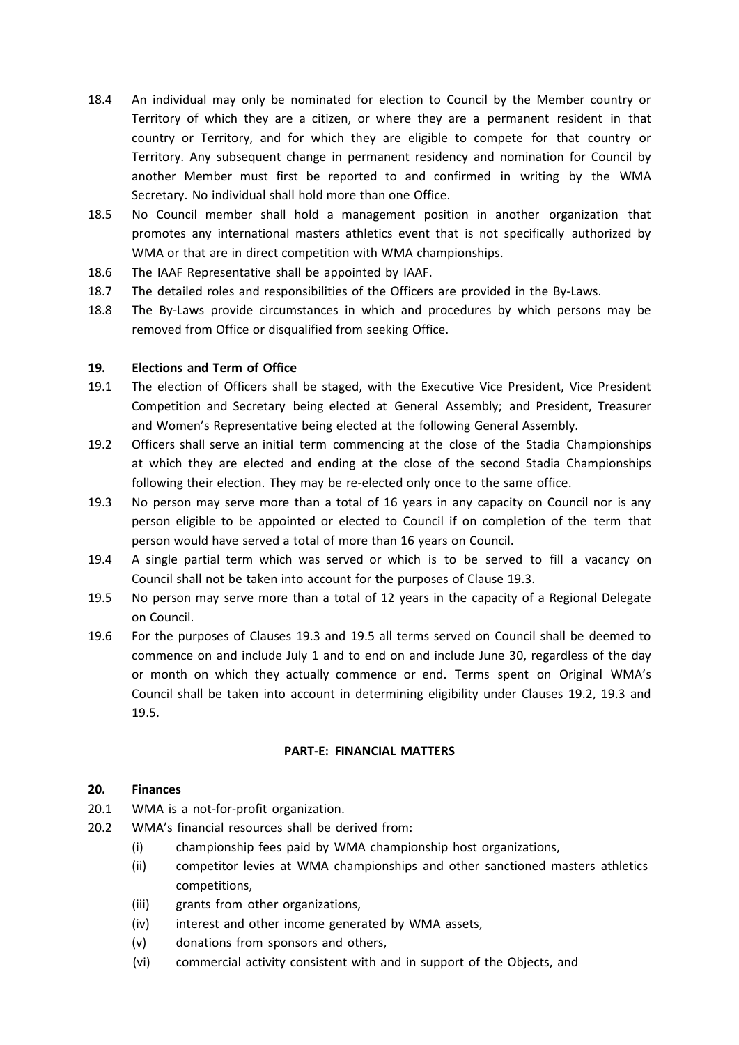18.4 An individual may only be nominated for election to Council by the Member country or Territory of which they are a citizen, or where they are a permanent resident in that country or Territory, and for which they are eligible to compete for that country or Territory. Any subsequent change in permanent residency and nomination for Council by another Member must first be reported to and confirmed in writing by the WMA Secretary. No individual shall hold more than one Office.

18.5 No Council member shall hold a management position in another organization that promotes any international masters athletics event that is not specifically authorized by WMA or that are in direct competition with WMA championships.

18.6 The IAAF Representative shall be appointed by IAAF.

18.7 The detailed roles and responsibilities of the Officers are provided in the By-Laws.

18.8 The By-Laws provide circumstances in which and procedures by which persons may be removed from Office or disqualified from seeking Office.

### 19. Elections and Term of Office

19.1 The election of Officers shall be staged, with the Executive Vice President, Vice President Competition and Secretary being elected at General Assembly; and President, Treasurer and Women's Representative being elected at the following General Assembly.

19.2 Officers shall serve an initial term commencing at the close of the Stadia Championships at which they are elected and ending at the close of the second Stadia Championships following their election. They may be re-elected only once to the same office.

19.3 No person may serve more than a total of 16 years in any capacity on Council nor is any person eligible to be appointed or elected to Council if on completion of the term that person would have served a total of more than 16 years on Council.

19.4 A single partial term which was served or which is to be served to fill a vacancy on Council shall not be taken into account for the purposes of Clause 19.3.

19.5 No person may serve more than a total of 12 years in the capacity of a Regional Delegate on Council.

19.6 For the purposes of Clauses 19.3 and 19.5 all terms served on Council shall be deemed to commence on and include July 1 and to end on and include June 30, regardless of the day or month on which they actually commence or end. Terms spent on Original WMA's Council shall be taken into account in determining eligibility under Clauses 19.2, 19.3 and 19.5.

## PART-E: FINANCIAL MATTERS

### 20. Finances

20.1 WMA is a not-for-profit organization.

20.2 WMA's financial resources shall be derived from:

- (i) championship fees paid by WMA championship host organizations,
- (ii) competitor levies at WMA championships and other sanctioned masters athletics competitions,
- (iii) grants from other organizations,
- (iv) interest and other income generated by WMA assets,
- (v) donations from sponsors and others,
- (vi) commercial activity consistent with and in support of the Objects, and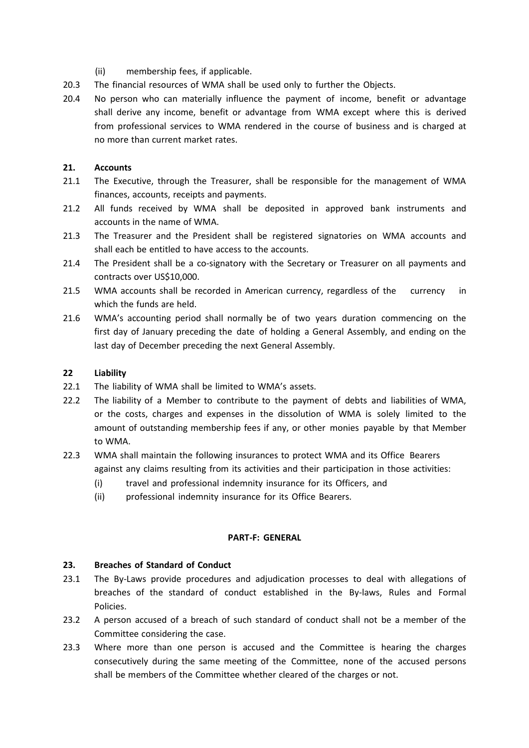(ii) membership fees, if applicable.

20.3 The financial resources of WMA shall be used only to further the Objects.

20.4 No person who can materially influence the payment of income, benefit or advantage shall derive any income, benefit or advantage from WMA except where this is derived from professional services to WMA rendered in the course of business and is charged at no more than current market rates.

### 21. Accounts

21.1 The Executive, through the Treasurer, shall be responsible for the management of WMA finances, accounts, receipts and payments.

21.2 All funds received by WMA shall be deposited in approved bank instruments and accounts in the name of WMA.

21.3 The Treasurer and the President shall be registered signatories on WMA accounts and shall each be entitled to have access to the accounts.

21.4 The President shall be a co-signatory with the Secretary or Treasurer on all payments and contracts over US$10,000.

21.5 WMA accounts shall be recorded in American currency, regardless of the currency in which the funds are held.

21.6 WMA's accounting period shall normally be of two years duration commencing on the first day of January preceding the date of holding a General Assembly, and ending on the last day of December preceding the next General Assembly.

### 22 Liability

22.1 The liability of WMA shall be limited to WMA's assets.

22.2 The liability of a Member to contribute to the payment of debts and liabilities of WMA, or the costs, charges and expenses in the dissolution of WMA is solely limited to the amount of outstanding membership fees if any, or other monies payable by that Member to WMA.

22.3 WMA shall maintain the following insurances to protect WMA and its Office Bearers against any claims resulting from its activities and their participation in those activities:

(i) travel and professional indemnity insurance for its Officers, and

(ii) professional indemnity insurance for its Office Bearers.

## PART-F: GENERAL

### 23. Breaches of Standard of Conduct

23.1 The By-Laws provide procedures and adjudication processes to deal with allegations of breaches of the standard of conduct established in the By-laws, Rules and Formal Policies.

23.2 A person accused of a breach of such standard of conduct shall not be a member of the Committee considering the case.

23.3 Where more than one person is accused and the Committee is hearing the charges consecutively during the same meeting of the Committee, none of the accused persons shall be members of the Committee whether cleared of the charges or not.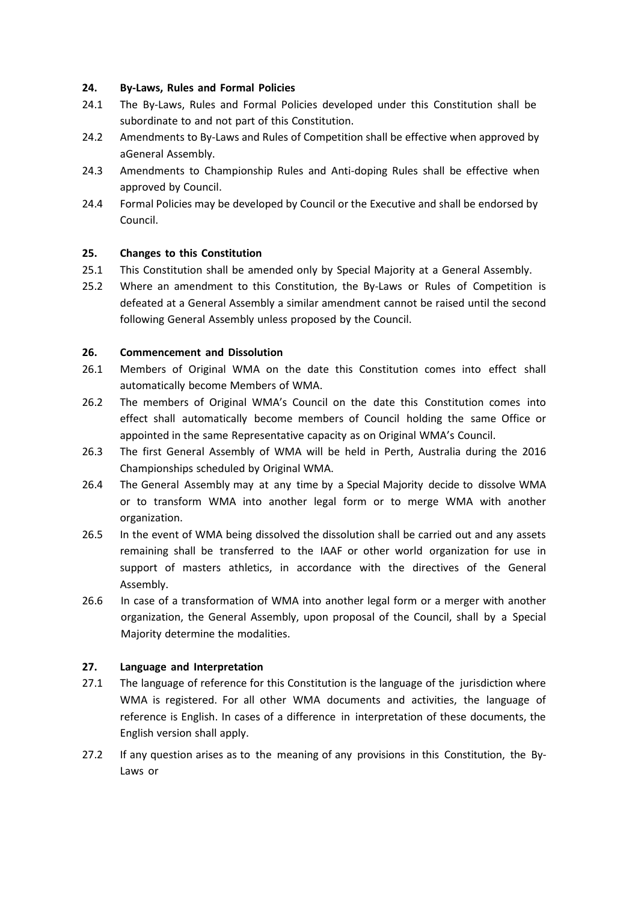## 24. By-Laws, Rules and Formal Policies

24.1 The By-Laws, Rules and Formal Policies developed under this Constitution shall be subordinate to and not part of this Constitution.

24.2 Amendments to By-Laws and Rules of Competition shall be effective when approved by aGeneral Assembly.

24.3 Amendments to Championship Rules and Anti-doping Rules shall be effective when approved by Council.

24.4 Formal Policies may be developed by Council or the Executive and shall be endorsed by Council.

## 25. Changes to this Constitution

25.1 This Constitution shall be amended only by Special Majority at a General Assembly.

25.2 Where an amendment to this Constitution, the By-Laws or Rules of Competition is defeated at a General Assembly a similar amendment cannot be raised until the second following General Assembly unless proposed by the Council.

## 26. Commencement and Dissolution

26.1 Members of Original WMA on the date this Constitution comes into effect shall automatically become Members of WMA.

26.2 The members of Original WMA's Council on the date this Constitution comes into effect shall automatically become members of Council holding the same Office or appointed in the same Representative capacity as on Original WMA's Council.

26.3 The first General Assembly of WMA will be held in Perth, Australia during the 2016 Championships scheduled by Original WMA.

26.4 The General Assembly may at any time by a Special Majority decide to dissolve WMA or to transform WMA into another legal form or to merge WMA with another organization.

26.5 In the event of WMA being dissolved the dissolution shall be carried out and any assets remaining shall be transferred to the IAAF or other world organization for use in support of masters athletics, in accordance with the directives of the General Assembly.

26.6 In case of a transformation of WMA into another legal form or a merger with another organization, the General Assembly, upon proposal of the Council, shall by a Special Majority determine the modalities.

## 27. Language and Interpretation

27.1 The language of reference for this Constitution is the language of the jurisdiction where WMA is registered. For all other WMA documents and activities, the language of reference is English. In cases of a difference in interpretation of these documents, the English version shall apply.

27.2 If any question arises as to the meaning of any provisions in this Constitution, the By-Laws or